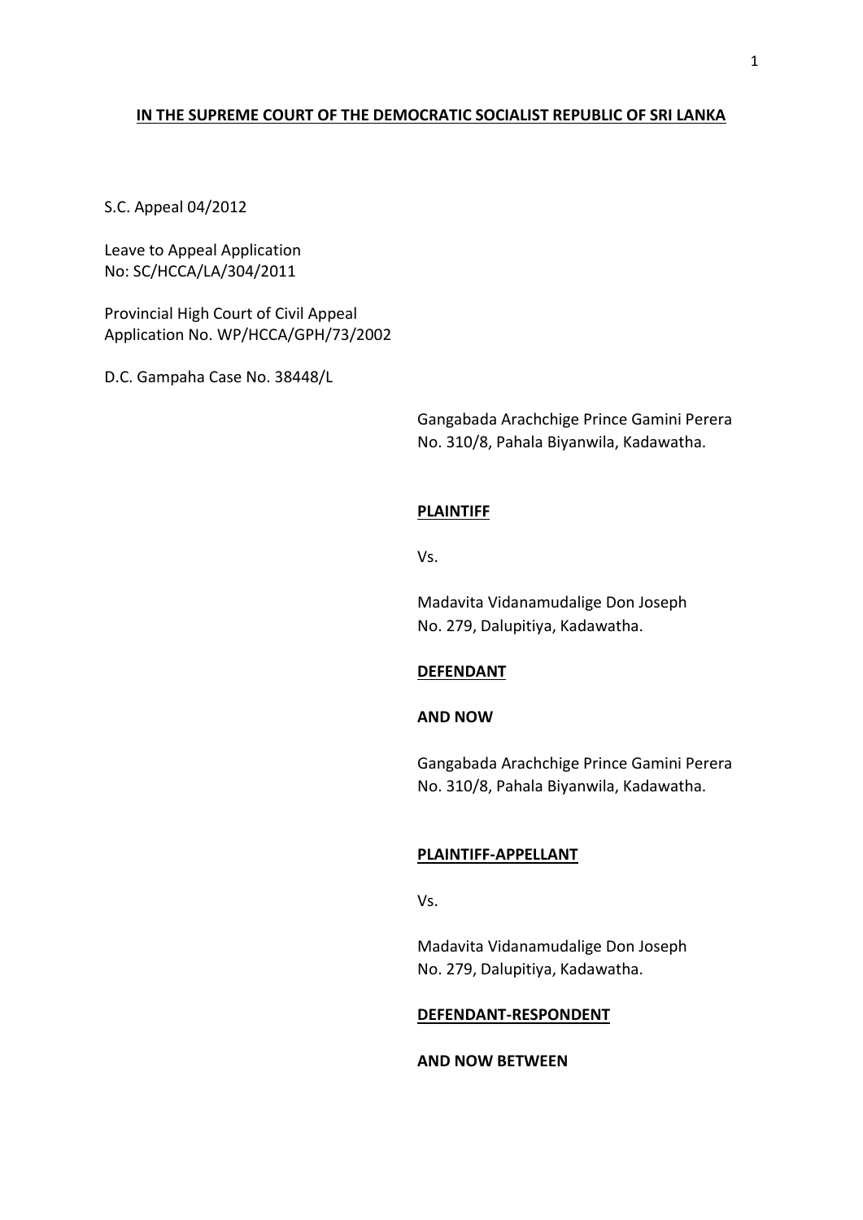**IN THE SUPREME COURT OF THE DEMOCRATIC SOCIALIST REPUBLIC OF SRI LANKA**

S.C. Appeal 04/2012

Leave to Appeal Application
No: SC/HCCA/LA/304/2011

Provincial High Court of Civil Appeal
Application No. WP/HCCA/GPH/73/2002

D.C. Gampaha Case No. 38448/L

Gangabada Arachchige Prince Gamini Perera
No. 310/8, Pahala Biyanwila, Kadawatha.

**PLAINTIFF**

Vs.

Madavita Vidanamudalige Don Joseph
No. 279, Dalupitiya, Kadawatha.

**DEFENDANT**

**AND NOW**

Gangabada Arachchige Prince Gamini Perera
No. 310/8, Pahala Biyanwila, Kadawatha.

**PLAINTIFF-APPELLANT**

Vs.

Madavita Vidanamudalige Don Joseph
No. 279, Dalupitiya, Kadawatha.

**DEFENDANT-RESPONDENT**

**AND NOW BETWEEN**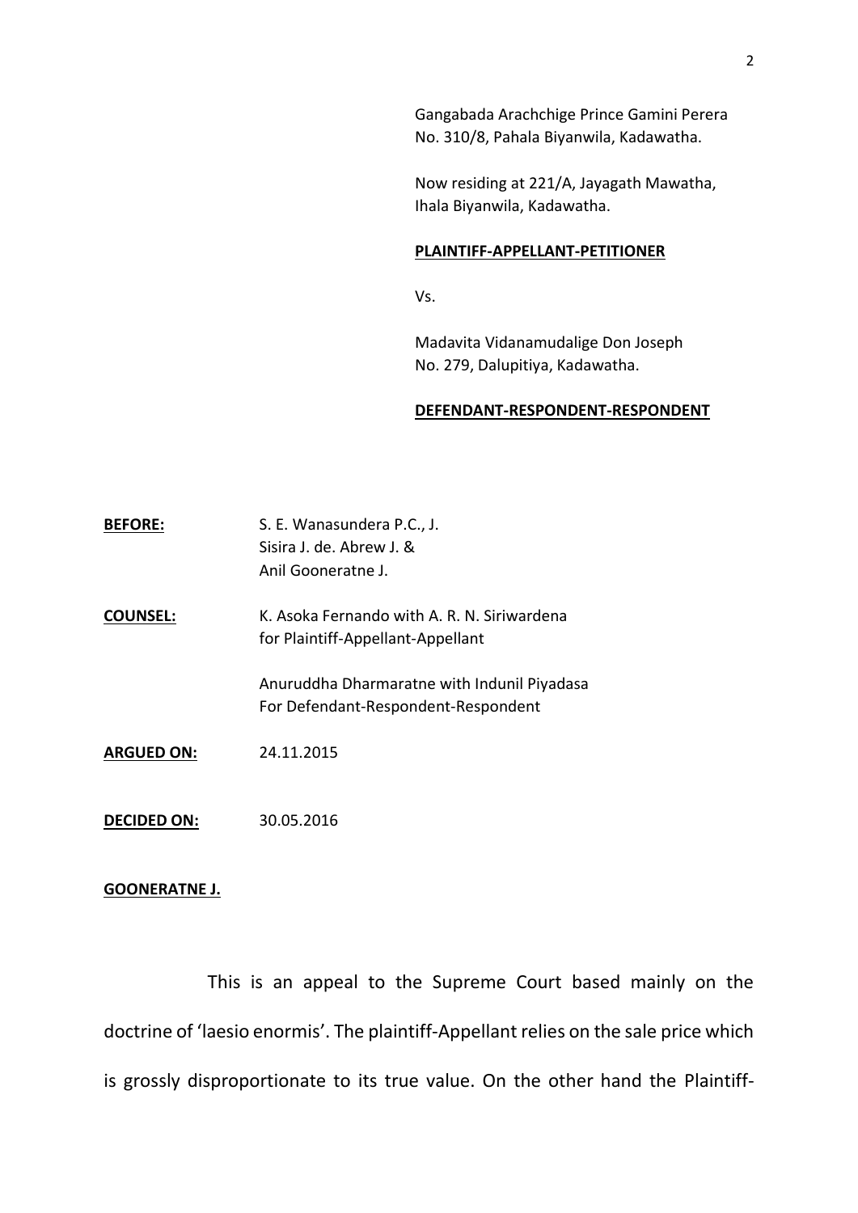Gangabada Arachchige Prince Gamini Perera
No. 310/8, Pahala Biyanwila, Kadawatha.

Now residing at 221/A, Jayagath Mawatha,
Ihala Biyanwila, Kadawatha.

**PLAINTIFF-APPELLANT-PETITIONER**

Vs.

Madavita Vidanamudalige Don Joseph
No. 279, Dalupitiya, Kadawatha.

**DEFENDANT-RESPONDENT-RESPONDENT**

**BEFORE:** S. E. Wanasundera P.C., J.
Sisira J. de. Abrew J. &
Anil Gooneratne J.

**COUNSEL:** K. Asoka Fernando with A. R. N. Siriwardena
for Plaintiff-Appellant-Appellant

Anuruddha Dharmaratne with Indunil Piyadasa
For Defendant-Respondent-Respondent

**ARGUED ON:** 24.11.2015

**DECIDED ON:** 30.05.2016

**GOONERATNE J.**

This is an appeal to the Supreme Court based mainly on the doctrine of 'laesio enormis'. The plaintiff-Appellant relies on the sale price which is grossly disproportionate to its true value. On the other hand the Plaintiff-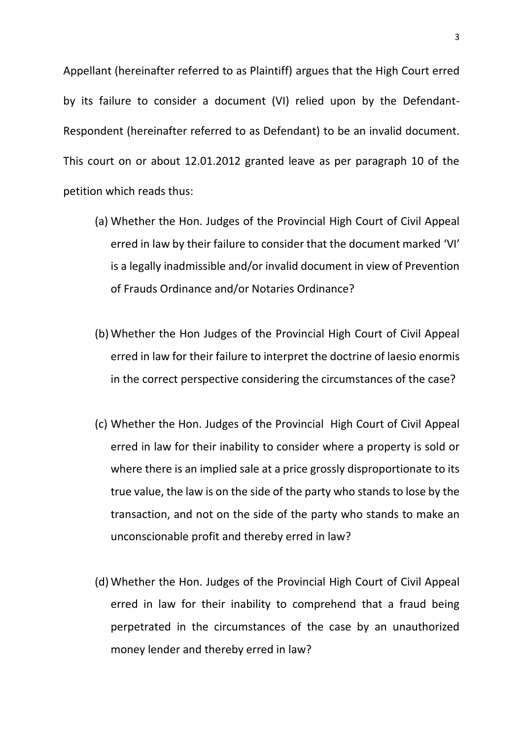Appellant (hereinafter referred to as Plaintiff) argues that the High Court erred by its failure to consider a document (VI) relied upon by the Defendant-Respondent (hereinafter referred to as Defendant) to be an invalid document. This court on or about 12.01.2012 granted leave as per paragraph 10 of the petition which reads thus:

(a) Whether the Hon. Judges of the Provincial High Court of Civil Appeal erred in law by their failure to consider that the document marked 'VI' is a legally inadmissible and/or invalid document in view of Prevention of Frauds Ordinance and/or Notaries Ordinance?

(b) Whether the Hon Judges of the Provincial High Court of Civil Appeal erred in law for their failure to interpret the doctrine of laesio enormis in the correct perspective considering the circumstances of the case?

(c) Whether the Hon. Judges of the Provincial High Court of Civil Appeal erred in law for their inability to consider where a property is sold or where there is an implied sale at a price grossly disproportionate to its true value, the law is on the side of the party who stands to lose by the transaction, and not on the side of the party who stands to make an unconscionable profit and thereby erred in law?

(d) Whether the Hon. Judges of the Provincial High Court of Civil Appeal erred in law for their inability to comprehend that a fraud being perpetrated in the circumstances of the case by an unauthorized money lender and thereby erred in law?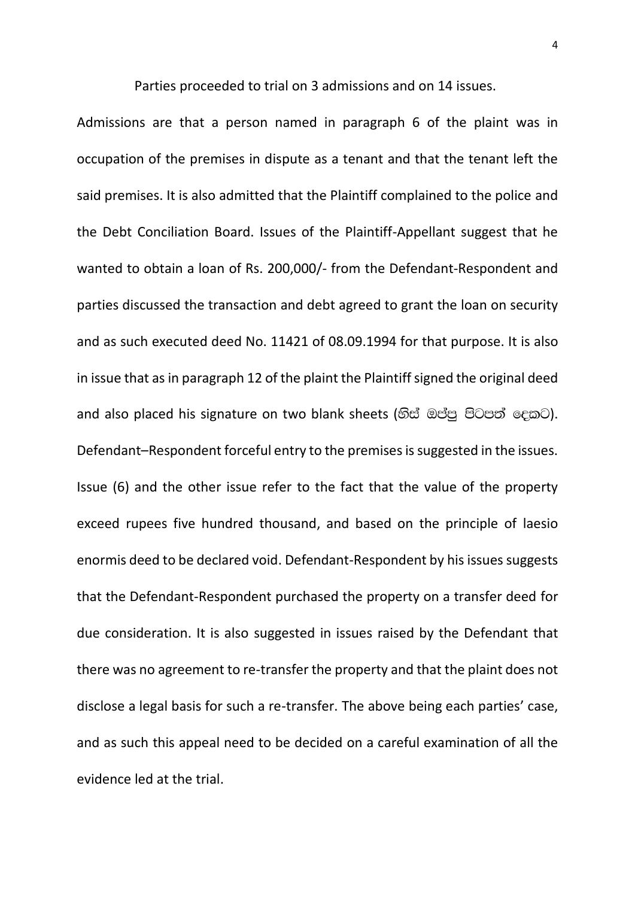Parties proceeded to trial on 3 admissions and on 14 issues.

Admissions are that a person named in paragraph 6 of the plaint was in occupation of the premises in dispute as a tenant and that the tenant left the said premises. It is also admitted that the Plaintiff complained to the police and the Debt Conciliation Board. Issues of the Plaintiff-Appellant suggest that he wanted to obtain a loan of Rs. 200,000/- from the Defendant-Respondent and parties discussed the transaction and debt agreed to grant the loan on security and as such executed deed No. 11421 of 08.09.1994 for that purpose. It is also in issue that as in paragraph 12 of the plaint the Plaintiff signed the original deed and also placed his signature on two blank sheets (හිස් ඔප්පු පිටපත් දෙකට). Defendant–Respondent forceful entry to the premises is suggested in the issues. Issue (6) and the other issue refer to the fact that the value of the property exceed rupees five hundred thousand, and based on the principle of laesio enormis deed to be declared void. Defendant-Respondent by his issues suggests that the Defendant-Respondent purchased the property on a transfer deed for due consideration. It is also suggested in issues raised by the Defendant that there was no agreement to re-transfer the property and that the plaint does not disclose a legal basis for such a re-transfer. The above being each parties' case, and as such this appeal need to be decided on a careful examination of all the evidence led at the trial.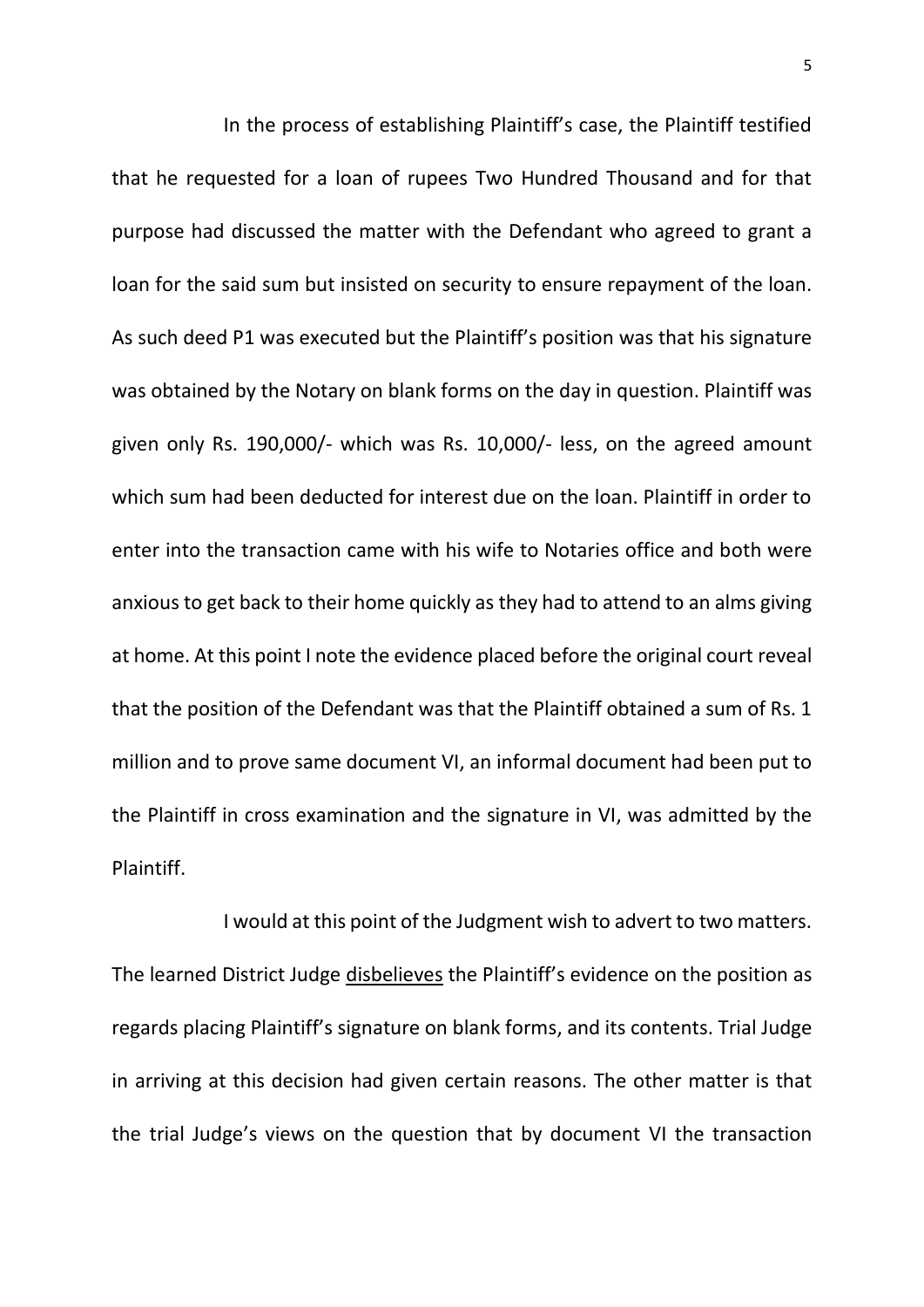In the process of establishing Plaintiff's case, the Plaintiff testified that he requested for a loan of rupees Two Hundred Thousand and for that purpose had discussed the matter with the Defendant who agreed to grant a loan for the said sum but insisted on security to ensure repayment of the loan. As such deed P1 was executed but the Plaintiff's position was that his signature was obtained by the Notary on blank forms on the day in question. Plaintiff was given only Rs. 190,000/- which was Rs. 10,000/- less, on the agreed amount which sum had been deducted for interest due on the loan. Plaintiff in order to enter into the transaction came with his wife to Notaries office and both were anxious to get back to their home quickly as they had to attend to an alms giving at home. At this point I note the evidence placed before the original court reveal that the position of the Defendant was that the Plaintiff obtained a sum of Rs. 1 million and to prove same document VI, an informal document had been put to the Plaintiff in cross examination and the signature in VI, was admitted by the Plaintiff.

I would at this point of the Judgment wish to advert to two matters. The learned District Judge <u>disbelieves</u> the Plaintiff's evidence on the position as regards placing Plaintiff's signature on blank forms, and its contents. Trial Judge in arriving at this decision had given certain reasons. The other matter is that the trial Judge's views on the question that by document VI the transaction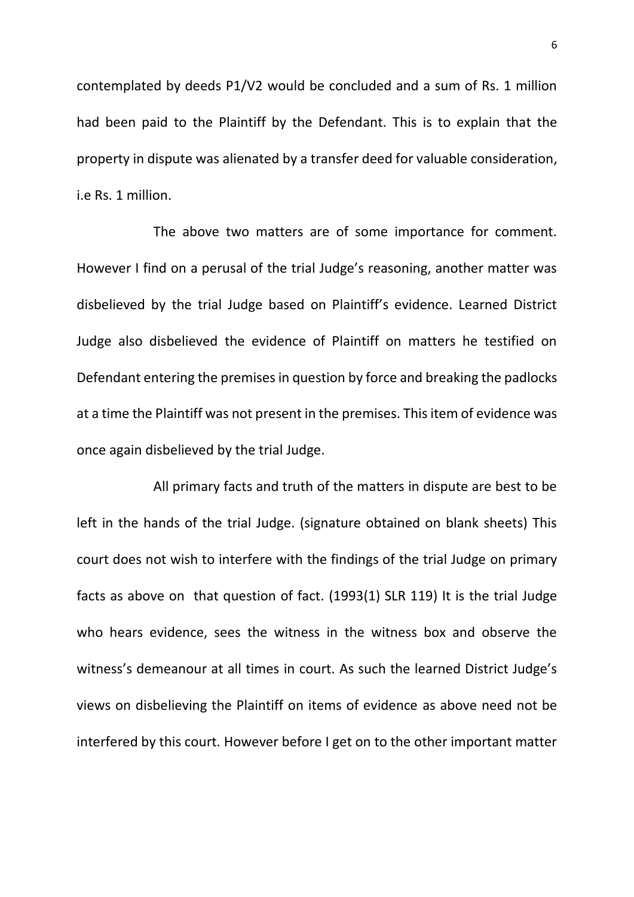contemplated by deeds P1/V2 would be concluded and a sum of Rs. 1 million had been paid to the Plaintiff by the Defendant. This is to explain that the property in dispute was alienated by a transfer deed for valuable consideration, i.e Rs. 1 million.

The above two matters are of some importance for comment. However I find on a perusal of the trial Judge's reasoning, another matter was disbelieved by the trial Judge based on Plaintiff's evidence. Learned District Judge also disbelieved the evidence of Plaintiff on matters he testified on Defendant entering the premises in question by force and breaking the padlocks at a time the Plaintiff was not present in the premises. This item of evidence was once again disbelieved by the trial Judge.

All primary facts and truth of the matters in dispute are best to be left in the hands of the trial Judge. (signature obtained on blank sheets) This court does not wish to interfere with the findings of the trial Judge on primary facts as above on that question of fact. (1993(1) SLR 119) It is the trial Judge who hears evidence, sees the witness in the witness box and observe the witness's demeanour at all times in court. As such the learned District Judge's views on disbelieving the Plaintiff on items of evidence as above need not be interfered by this court. However before I get on to the other important matter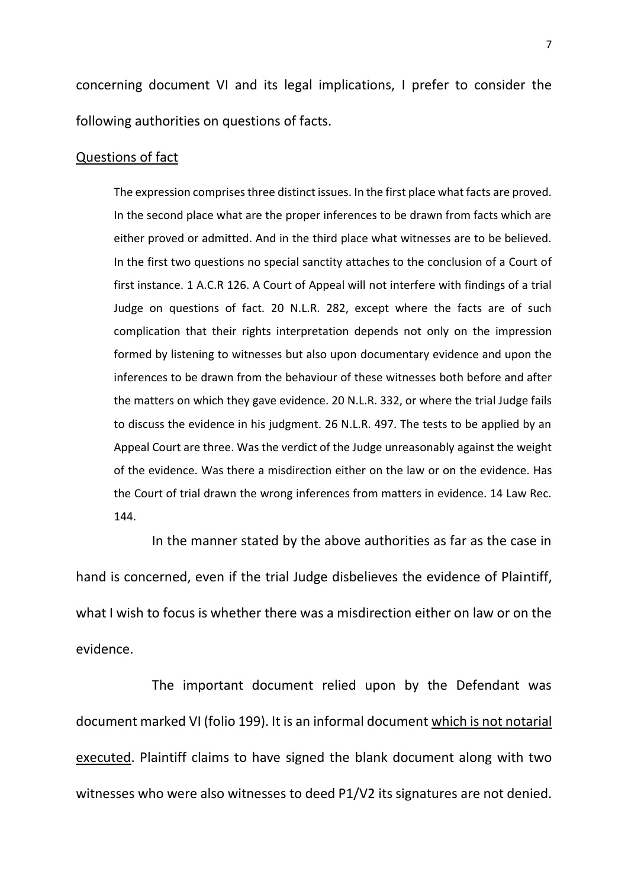concerning document VI and its legal implications, I prefer to consider the following authorities on questions of facts.

<u>Questions of fact</u>

> The expression comprises three distinct issues. In the first place what facts are proved. In the second place what are the proper inferences to be drawn from facts which are either proved or admitted. And in the third place what witnesses are to be believed. In the first two questions no special sanctity attaches to the conclusion of a Court of first instance. 1 A.C.R 126. A Court of Appeal will not interfere with findings of a trial Judge on questions of fact. 20 N.L.R. 282, except where the facts are of such complication that their rights interpretation depends not only on the impression formed by listening to witnesses but also upon documentary evidence and upon the inferences to be drawn from the behaviour of these witnesses both before and after the matters on which they gave evidence. 20 N.L.R. 332, or where the trial Judge fails to discuss the evidence in his judgment. 26 N.L.R. 497. The tests to be applied by an Appeal Court are three. Was the verdict of the Judge unreasonably against the weight of the evidence. Was there a misdirection either on the law or on the evidence. Has the Court of trial drawn the wrong inferences from matters in evidence. 14 Law Rec. 144.

In the manner stated by the above authorities as far as the case in hand is concerned, even if the trial Judge disbelieves the evidence of Plaintiff, what I wish to focus is whether there was a misdirection either on law or on the evidence.

The important document relied upon by the Defendant was document marked VI (folio 199). It is an informal document <u>which is not notarial executed</u>. Plaintiff claims to have signed the blank document along with two witnesses who were also witnesses to deed P1/V2 its signatures are not denied.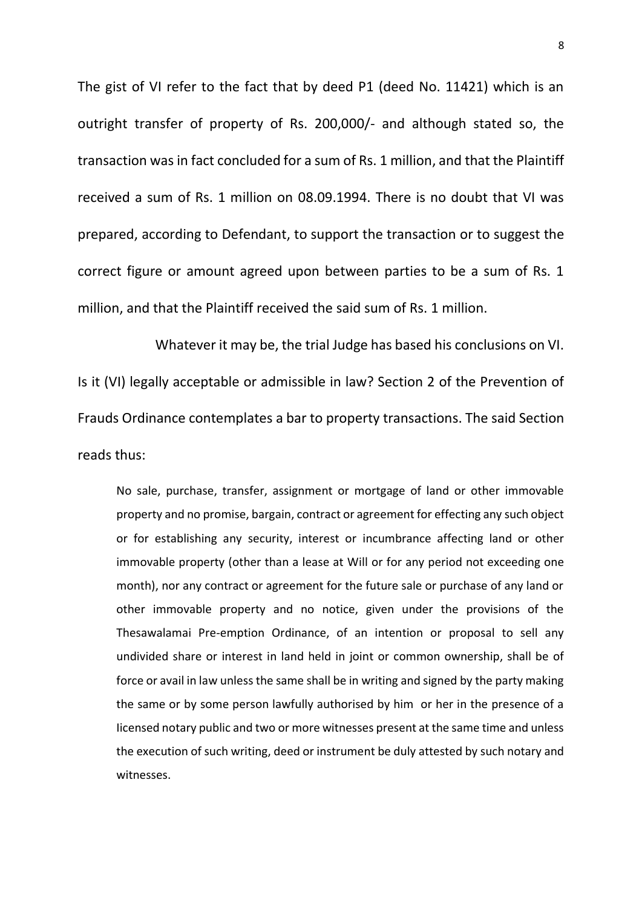The gist of VI refer to the fact that by deed P1 (deed No. 11421) which is an outright transfer of property of Rs. 200,000/- and although stated so, the transaction was in fact concluded for a sum of Rs. 1 million, and that the Plaintiff received a sum of Rs. 1 million on 08.09.1994. There is no doubt that VI was prepared, according to Defendant, to support the transaction or to suggest the correct figure or amount agreed upon between parties to be a sum of Rs. 1 million, and that the Plaintiff received the said sum of Rs. 1 million.

Whatever it may be, the trial Judge has based his conclusions on VI. Is it (VI) legally acceptable or admissible in law? Section 2 of the Prevention of Frauds Ordinance contemplates a bar to property transactions. The said Section reads thus:

> No sale, purchase, transfer, assignment or mortgage of land or other immovable property and no promise, bargain, contract or agreement for effecting any such object or for establishing any security, interest or incumbrance affecting land or other immovable property (other than a lease at Will or for any period not exceeding one month), nor any contract or agreement for the future sale or purchase of any land or other immovable property and no notice, given under the provisions of the Thesawalamai Pre-emption Ordinance, of an intention or proposal to sell any undivided share or interest in land held in joint or common ownership, shall be of force or avail in law unless the same shall be in writing and signed by the party making the same or by some person lawfully authorised by him or her in the presence of a licensed notary public and two or more witnesses present at the same time and unless the execution of such writing, deed or instrument be duly attested by such notary and witnesses.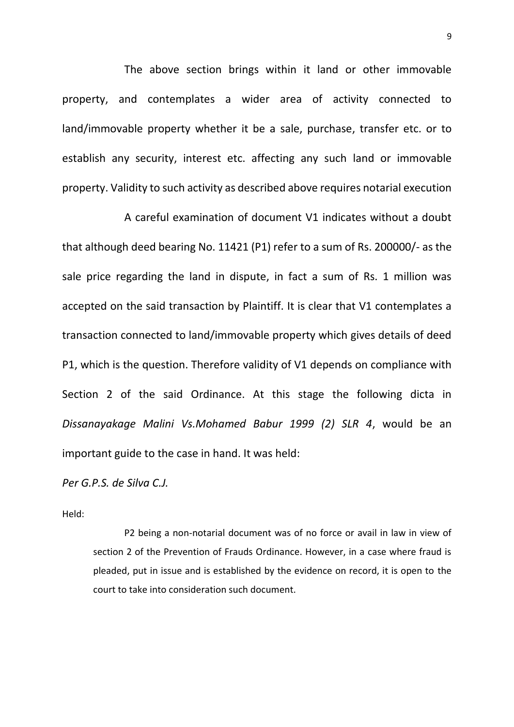The above section brings within it land or other immovable property, and contemplates a wider area of activity connected to land/immovable property whether it be a sale, purchase, transfer etc. or to establish any security, interest etc. affecting any such land or immovable property. Validity to such activity as described above requires notarial execution

A careful examination of document V1 indicates without a doubt that although deed bearing No. 11421 (P1) refer to a sum of Rs. 200000/- as the sale price regarding the land in dispute, in fact a sum of Rs. 1 million was accepted on the said transaction by Plaintiff. It is clear that V1 contemplates a transaction connected to land/immovable property which gives details of deed P1, which is the question. Therefore validity of V1 depends on compliance with Section 2 of the said Ordinance. At this stage the following dicta in *Dissanayakage Malini Vs.Mohamed Babur 1999 (2) SLR 4*, would be an important guide to the case in hand. It was held:

*Per G.P.S. de Silva C.J.*

Held:

> P2 being a non-notarial document was of no force or avail in law in view of section 2 of the Prevention of Frauds Ordinance. However, in a case where fraud is pleaded, put in issue and is established by the evidence on record, it is open to the court to take into consideration such document.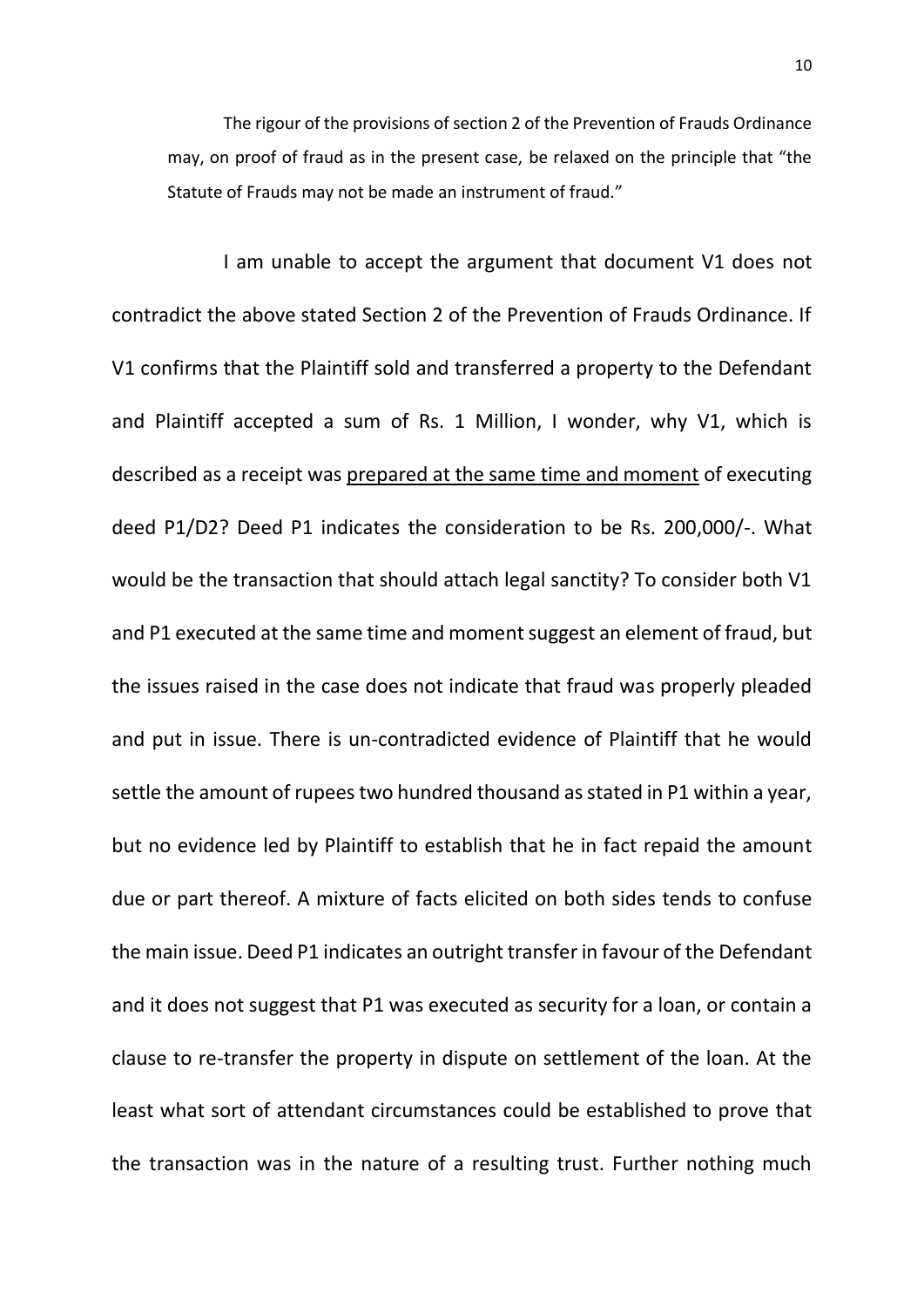> The rigour of the provisions of section 2 of the Prevention of Frauds Ordinance may, on proof of fraud as in the present case, be relaxed on the principle that "the Statute of Frauds may not be made an instrument of fraud."

I am unable to accept the argument that document V1 does not contradict the above stated Section 2 of the Prevention of Frauds Ordinance. If V1 confirms that the Plaintiff sold and transferred a property to the Defendant and Plaintiff accepted a sum of Rs. 1 Million, I wonder, why V1, which is described as a receipt was <u>prepared at the same time and moment</u> of executing deed P1/D2? Deed P1 indicates the consideration to be Rs. 200,000/-. What would be the transaction that should attach legal sanctity? To consider both V1 and P1 executed at the same time and moment suggest an element of fraud, but the issues raised in the case does not indicate that fraud was properly pleaded and put in issue. There is un-contradicted evidence of Plaintiff that he would settle the amount of rupees two hundred thousand as stated in P1 within a year, but no evidence led by Plaintiff to establish that he in fact repaid the amount due or part thereof. A mixture of facts elicited on both sides tends to confuse the main issue. Deed P1 indicates an outright transfer in favour of the Defendant and it does not suggest that P1 was executed as security for a loan, or contain a clause to re-transfer the property in dispute on settlement of the loan. At the least what sort of attendant circumstances could be established to prove that the transaction was in the nature of a resulting trust. Further nothing much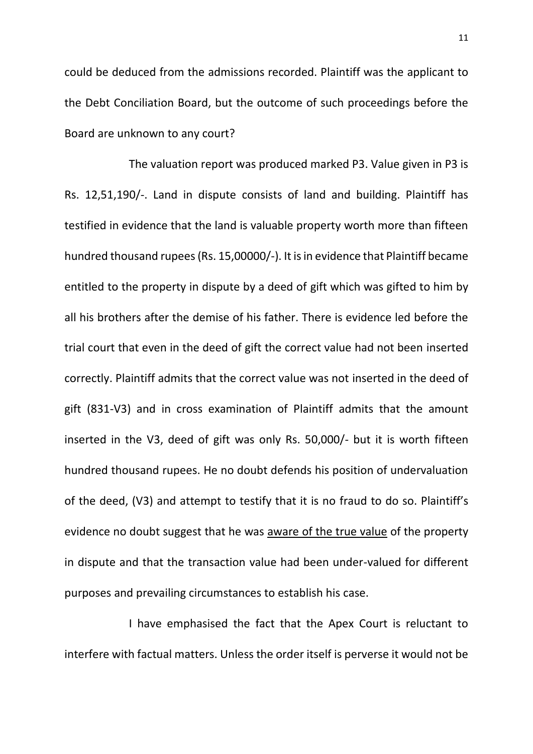could be deduced from the admissions recorded. Plaintiff was the applicant to the Debt Conciliation Board, but the outcome of such proceedings before the Board are unknown to any court?

The valuation report was produced marked P3. Value given in P3 is Rs. 12,51,190/-. Land in dispute consists of land and building. Plaintiff has testified in evidence that the land is valuable property worth more than fifteen hundred thousand rupees (Rs. 15,00000/-). It is in evidence that Plaintiff became entitled to the property in dispute by a deed of gift which was gifted to him by all his brothers after the demise of his father. There is evidence led before the trial court that even in the deed of gift the correct value had not been inserted correctly. Plaintiff admits that the correct value was not inserted in the deed of gift (831-V3) and in cross examination of Plaintiff admits that the amount inserted in the V3, deed of gift was only Rs. 50,000/- but it is worth fifteen hundred thousand rupees. He no doubt defends his position of undervaluation of the deed, (V3) and attempt to testify that it is no fraud to do so. Plaintiff's evidence no doubt suggest that he was <u>aware of the true value</u> of the property in dispute and that the transaction value had been under-valued for different purposes and prevailing circumstances to establish his case.

I have emphasised the fact that the Apex Court is reluctant to interfere with factual matters. Unless the order itself is perverse it would not be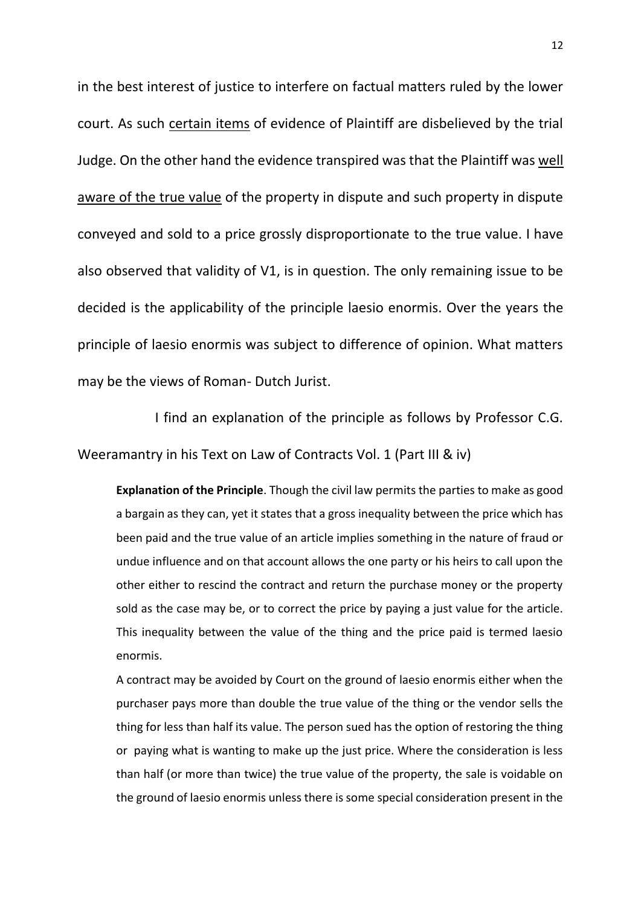in the best interest of justice to interfere on factual matters ruled by the lower court. As such <u>certain items</u> of evidence of Plaintiff are disbelieved by the trial Judge. On the other hand the evidence transpired was that the Plaintiff was <u>well aware of the true value</u> of the property in dispute and such property in dispute conveyed and sold to a price grossly disproportionate to the true value. I have also observed that validity of V1, is in question. The only remaining issue to be decided is the applicability of the principle laesio enormis. Over the years the principle of laesio enormis was subject to difference of opinion. What matters may be the views of Roman- Dutch Jurist.

I find an explanation of the principle as follows by Professor C.G. Weeramantry in his Text on Law of Contracts Vol. 1 (Part III & iv)

> **Explanation of the Principle**. Though the civil law permits the parties to make as good a bargain as they can, yet it states that a gross inequality between the price which has been paid and the true value of an article implies something in the nature of fraud or undue influence and on that account allows the one party or his heirs to call upon the other either to rescind the contract and return the purchase money or the property sold as the case may be, or to correct the price by paying a just value for the article. This inequality between the value of the thing and the price paid is termed laesio enormis.
>
> A contract may be avoided by Court on the ground of laesio enormis either when the purchaser pays more than double the true value of the thing or the vendor sells the thing for less than half its value. The person sued has the option of restoring the thing or paying what is wanting to make up the just price. Where the consideration is less than half (or more than twice) the true value of the property, the sale is voidable on the ground of laesio enormis unless there is some special consideration present in the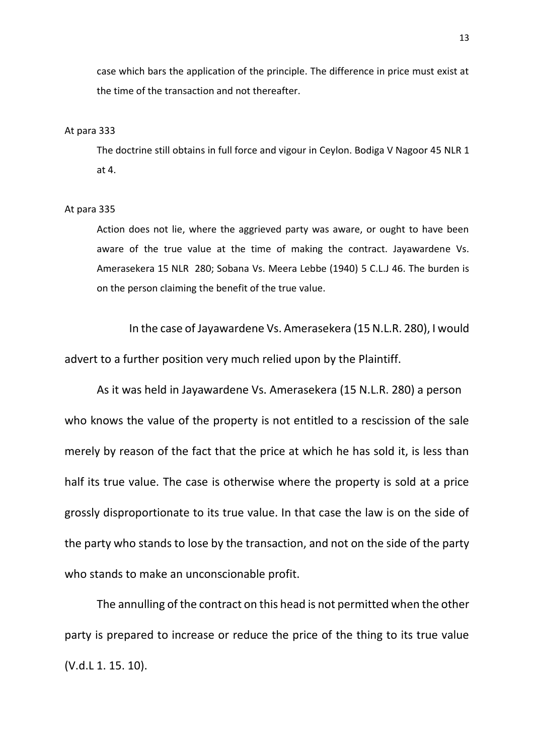> case which bars the application of the principle. The difference in price must exist at the time of the transaction and not thereafter.

At para 333

> The doctrine still obtains in full force and vigour in Ceylon. Bodiga V Nagoor 45 NLR 1 at 4.

At para 335

> Action does not lie, where the aggrieved party was aware, or ought to have been aware of the true value at the time of making the contract. Jayawardene Vs. Amerasekera 15 NLR 280; Sobana Vs. Meera Lebbe (1940) 5 C.L.J 46. The burden is on the person claiming the benefit of the true value.

In the case of Jayawardene Vs. Amerasekera (15 N.L.R. 280), I would advert to a further position very much relied upon by the Plaintiff.

As it was held in Jayawardene Vs. Amerasekera (15 N.L.R. 280) a person who knows the value of the property is not entitled to a rescission of the sale merely by reason of the fact that the price at which he has sold it, is less than half its true value. The case is otherwise where the property is sold at a price grossly disproportionate to its true value. In that case the law is on the side of the party who stands to lose by the transaction, and not on the side of the party who stands to make an unconscionable profit.

The annulling of the contract on this head is not permitted when the other party is prepared to increase or reduce the price of the thing to its true value (V.d.L 1. 15. 10).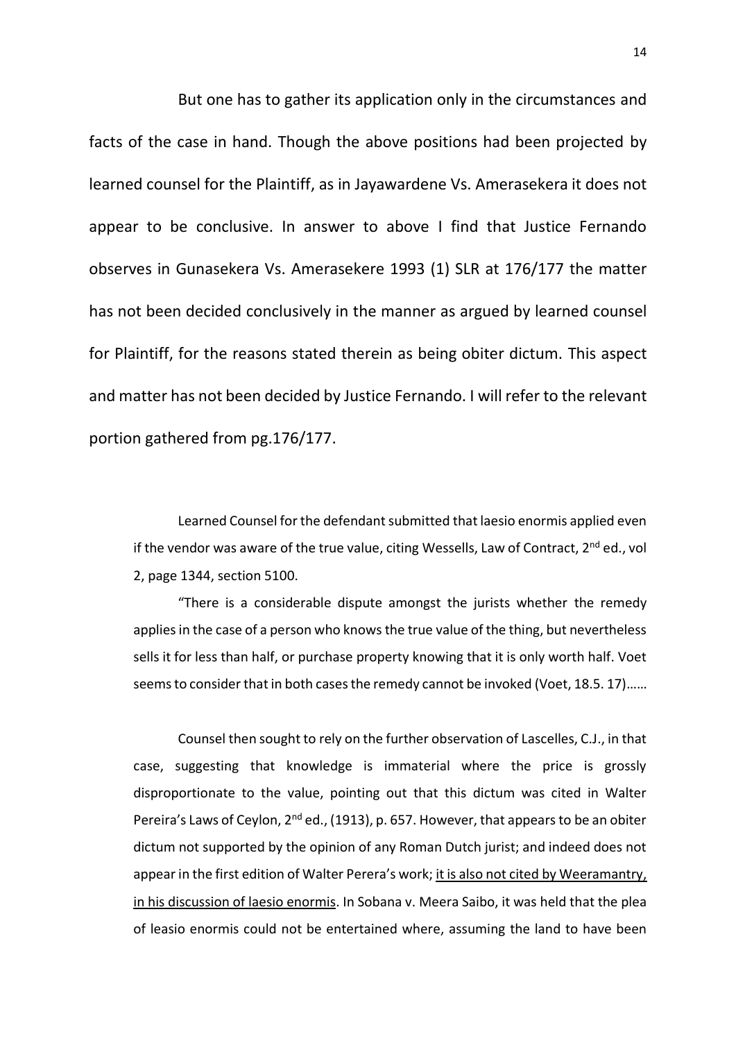But one has to gather its application only in the circumstances and facts of the case in hand. Though the above positions had been projected by learned counsel for the Plaintiff, as in Jayawardene Vs. Amerasekera it does not appear to be conclusive. In answer to above I find that Justice Fernando observes in Gunasekera Vs. Amerasekere 1993 (1) SLR at 176/177 the matter has not been decided conclusively in the manner as argued by learned counsel for Plaintiff, for the reasons stated therein as being obiter dictum. This aspect and matter has not been decided by Justice Fernando. I will refer to the relevant portion gathered from pg.176/177.

> Learned Counsel for the defendant submitted that laesio enormis applied even if the vendor was aware of the true value, citing Wessells, Law of Contract, 2nd ed., vol 2, page 1344, section 5100.
>
> "There is a considerable dispute amongst the jurists whether the remedy applies in the case of a person who knows the true value of the thing, but nevertheless sells it for less than half, or purchase property knowing that it is only worth half. Voet seems to consider that in both cases the remedy cannot be invoked (Voet, 18.5. 17)……
>
> Counsel then sought to rely on the further observation of Lascelles, C.J., in that case, suggesting that knowledge is immaterial where the price is grossly disproportionate to the value, pointing out that this dictum was cited in Walter Pereira's Laws of Ceylon, 2nd ed., (1913), p. 657. However, that appears to be an obiter dictum not supported by the opinion of any Roman Dutch jurist; and indeed does not appear in the first edition of Walter Perera's work; <u>it is also not cited by Weeramantry, in his discussion of laesio enormis</u>. In Sobana v. Meera Saibo, it was held that the plea of leasio enormis could not be entertained where, assuming the land to have been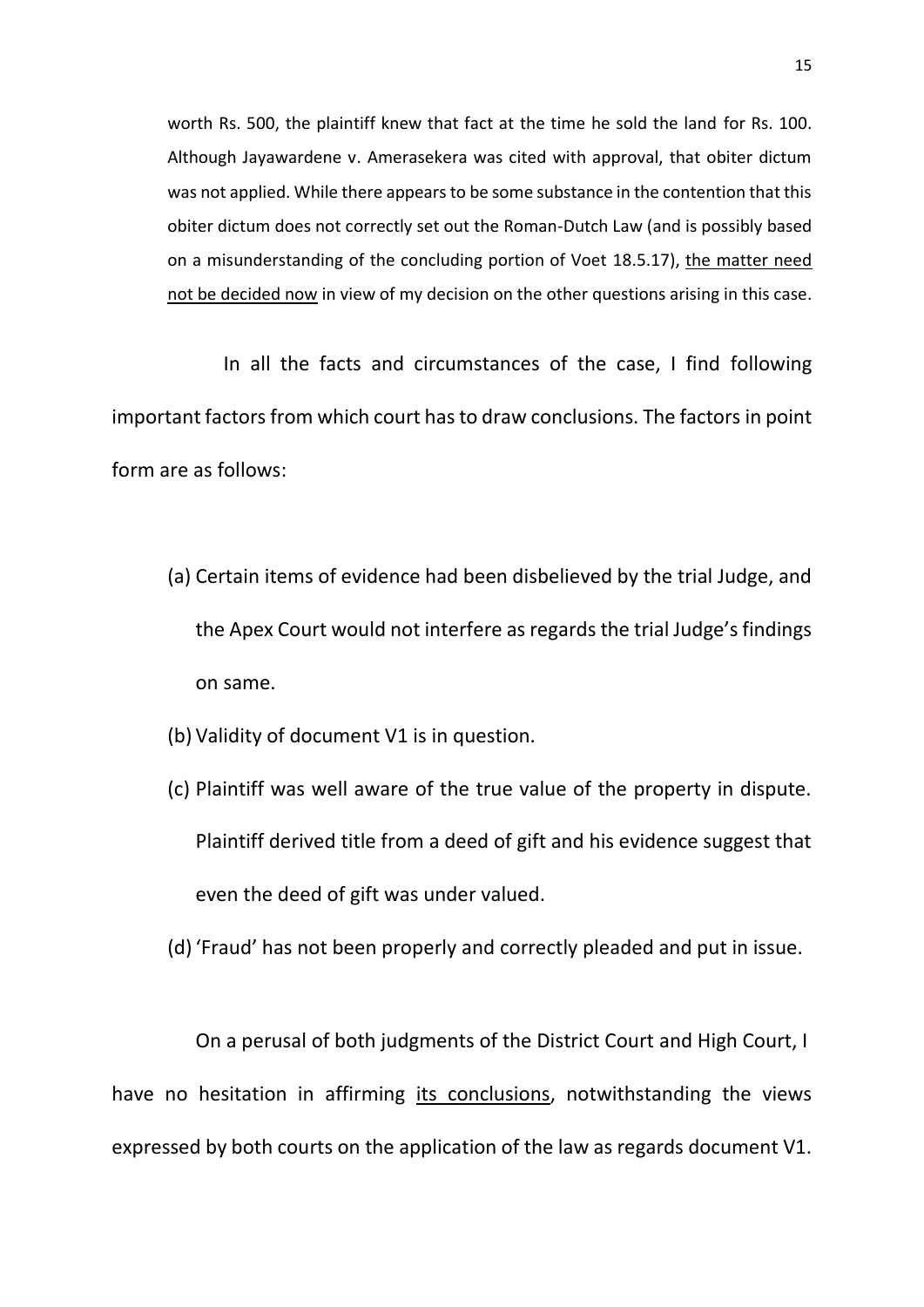worth Rs. 500, the plaintiff knew that fact at the time he sold the land for Rs. 100. Although Jayawardene v. Amerasekera was cited with approval, that obiter dictum was not applied. While there appears to be some substance in the contention that this obiter dictum does not correctly set out the Roman-Dutch Law (and is possibly based on a misunderstanding of the concluding portion of Voet 18.5.17), <u>the matter need not be decided now</u> in view of my decision on the other questions arising in this case.

In all the facts and circumstances of the case, I find following important factors from which court has to draw conclusions. The factors in point form are as follows:

(a) Certain items of evidence had been disbelieved by the trial Judge, and the Apex Court would not interfere as regards the trial Judge's findings on same.

(b) Validity of document V1 is in question.

(c) Plaintiff was well aware of the true value of the property in dispute. Plaintiff derived title from a deed of gift and his evidence suggest that even the deed of gift was under valued.

(d) 'Fraud' has not been properly and correctly pleaded and put in issue.

On a perusal of both judgments of the District Court and High Court, I have no hesitation in affirming <u>its conclusions</u>, notwithstanding the views expressed by both courts on the application of the law as regards document V1.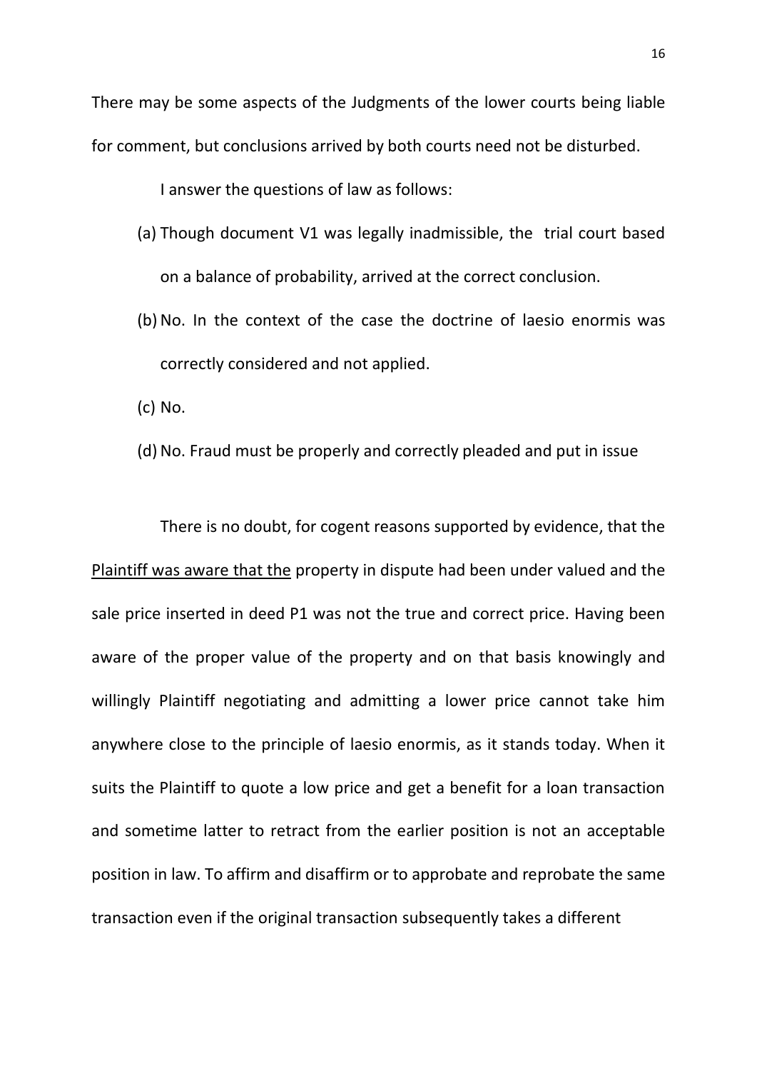There may be some aspects of the Judgments of the lower courts being liable for comment, but conclusions arrived by both courts need not be disturbed.

I answer the questions of law as follows:

(a) Though document V1 was legally inadmissible, the trial court based on a balance of probability, arrived at the correct conclusion.

(b) No. In the context of the case the doctrine of laesio enormis was correctly considered and not applied.

(c) No.

(d) No. Fraud must be properly and correctly pleaded and put in issue

There is no doubt, for cogent reasons supported by evidence, that the Plaintiff was aware that the property in dispute had been under valued and the sale price inserted in deed P1 was not the true and correct price. Having been aware of the proper value of the property and on that basis knowingly and willingly Plaintiff negotiating and admitting a lower price cannot take him anywhere close to the principle of laesio enormis, as it stands today. When it suits the Plaintiff to quote a low price and get a benefit for a loan transaction and sometime latter to retract from the earlier position is not an acceptable position in law. To affirm and disaffirm or to approbate and reprobate the same transaction even if the original transaction subsequently takes a different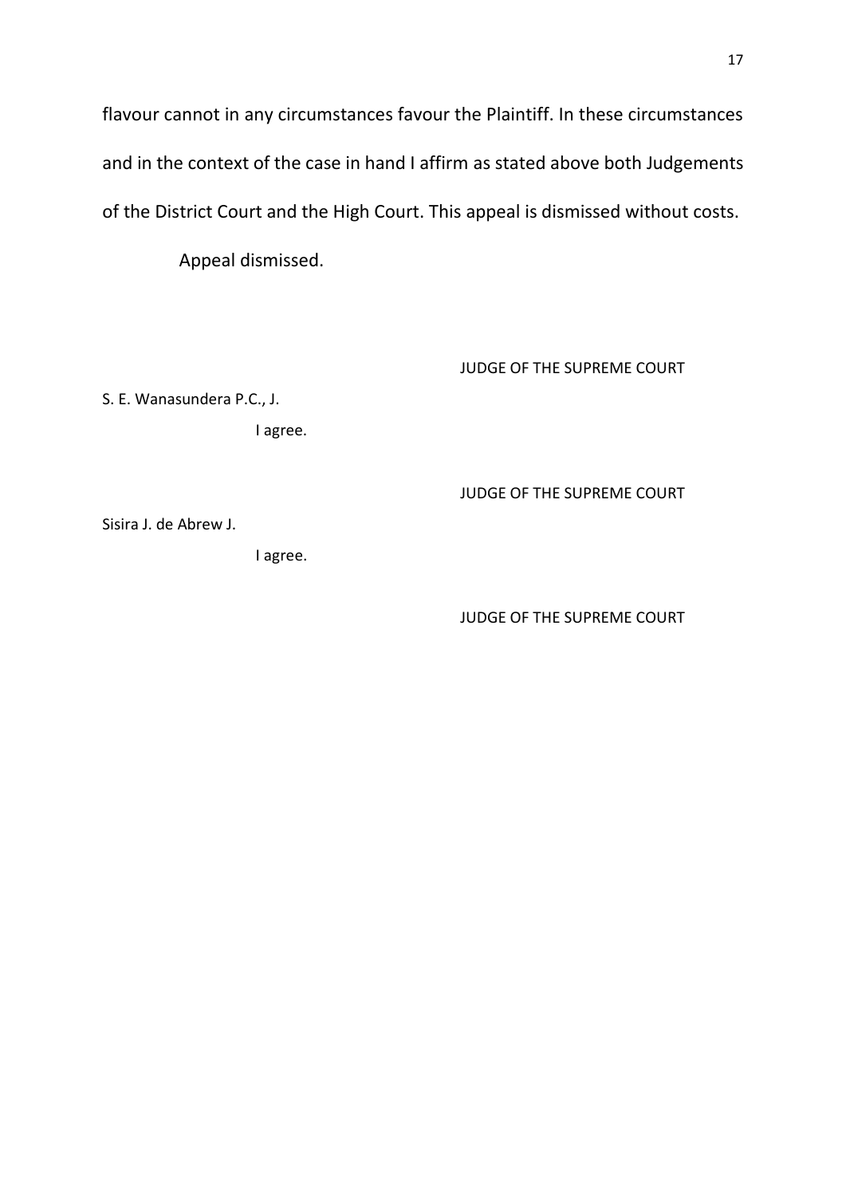flavour cannot in any circumstances favour the Plaintiff. In these circumstances and in the context of the case in hand I affirm as stated above both Judgements of the District Court and the High Court. This appeal is dismissed without costs.

Appeal dismissed.

JUDGE OF THE SUPREME COURT

S. E. Wanasundera P.C., J.

I agree.

JUDGE OF THE SUPREME COURT

Sisira J. de Abrew J.

I agree.

JUDGE OF THE SUPREME COURT